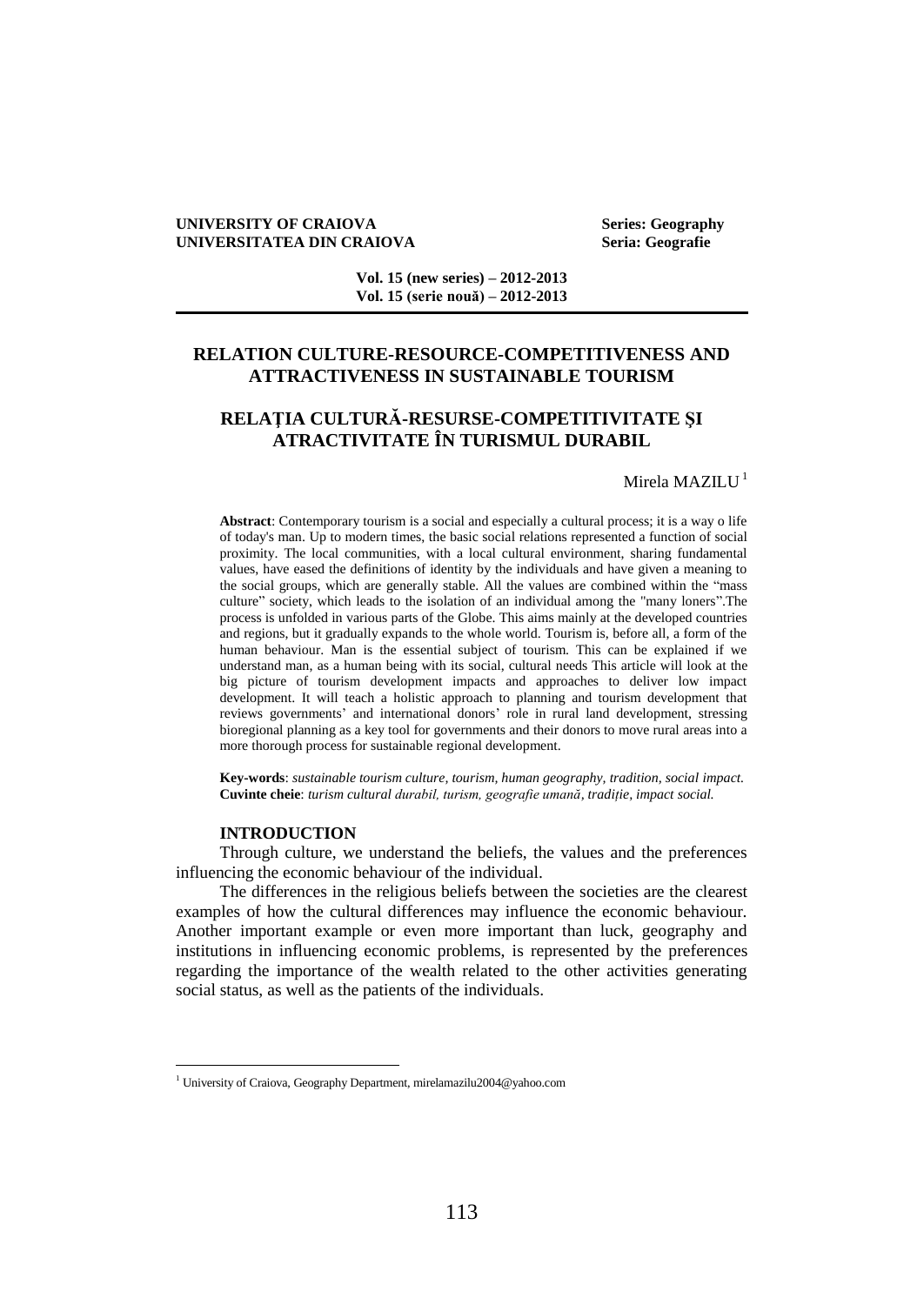**UNIVERSITY OF CRAIOVA** **Series: Geography**
**UNIVERSITATEA DIN CRAIOVA** **Seria: Geografie**

**Vol. 15 (new series) – 2012-2013**
**Vol. 15 (serie nouă) – 2012-2013**

# RELATION CULTURE-RESOURCE-COMPETITIVENESS AND ATTRACTIVENESS IN SUSTAINABLE TOURISM

# RELAŢIA CULTURĂ-RESURSE-COMPETITIVITATE ŞI ATRACTIVITATE ÎN TURISMUL DURABIL

Mirela MAZILU[1]

**Abstract**: Contemporary tourism is a social and especially a cultural process; it is a way o life of today's man. Up to modern times, the basic social relations represented a function of social proximity. The local communities, with a local cultural environment, sharing fundamental values, have eased the definitions of identity by the individuals and have given a meaning to the social groups, which are generally stable. All the values are combined within the "mass culture" society, which leads to the isolation of an individual among the "many loners".The process is unfolded in various parts of the Globe. This aims mainly at the developed countries and regions, but it gradually expands to the whole world. Tourism is, before all, a form of the human behaviour. Man is the essential subject of tourism. This can be explained if we understand man, as a human being with its social, cultural needs This article will look at the big picture of tourism development impacts and approaches to deliver low impact development. It will teach a holistic approach to planning and tourism development that reviews governments' and international donors' role in rural land development, stressing bioregional planning as a key tool for governments and their donors to move rural areas into a more thorough process for sustainable regional development.

**Key-words**: *sustainable tourism culture, tourism, human geography, tradition, social impact.*
**Cuvinte cheie**: *turism cultural durabil, turism, geografie umană, tradiție, impact social.*

## INTRODUCTION

Through culture, we understand the beliefs, the values and the preferences influencing the economic behaviour of the individual.

The differences in the religious beliefs between the societies are the clearest examples of how the cultural differences may influence the economic behaviour. Another important example or even more important than luck, geography and institutions in influencing economic problems, is represented by the preferences regarding the importance of the wealth related to the other activities generating social status, as well as the patients of the individuals.

[1] University of Craiova, Geography Department, mirelamazilu2004@yahoo.com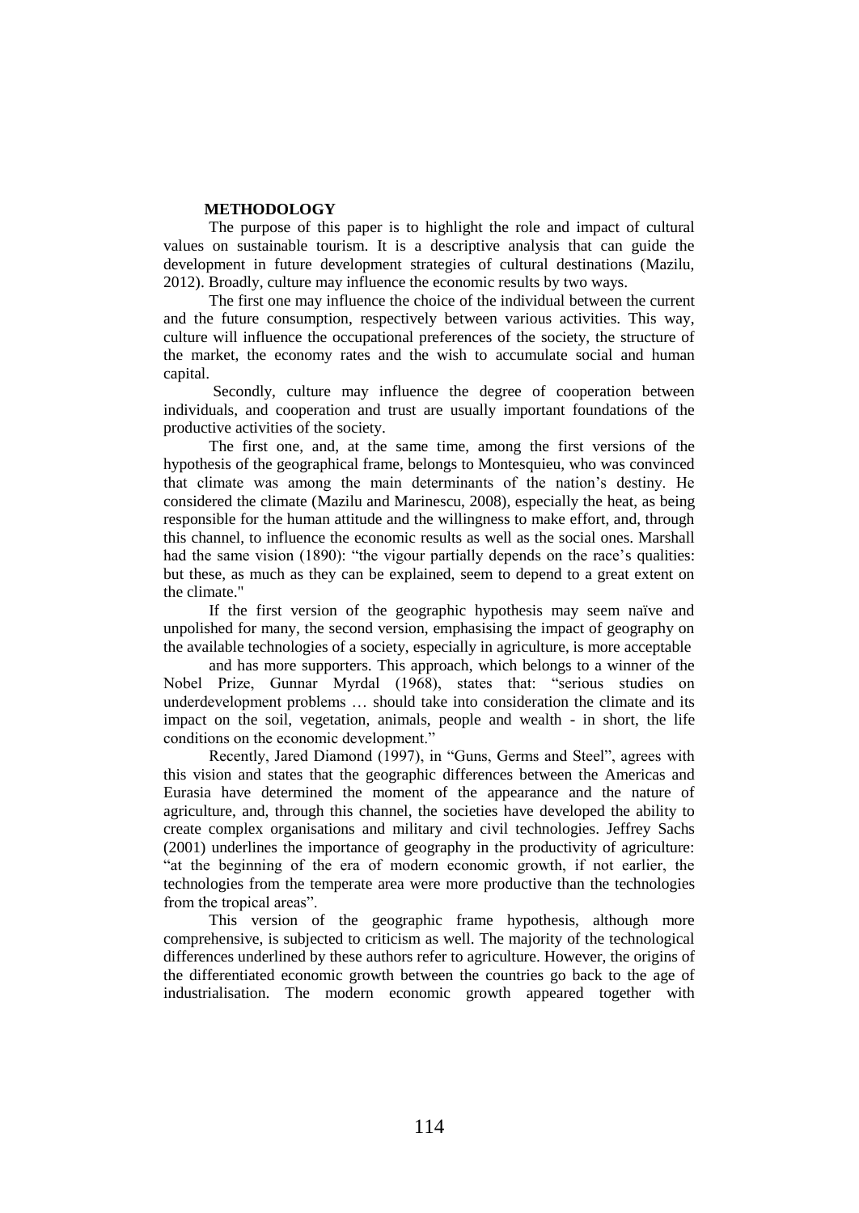## METHODOLOGY

The purpose of this paper is to highlight the role and impact of cultural values on sustainable tourism. It is a descriptive analysis that can guide the development in future development strategies of cultural destinations (Mazilu, 2012). Broadly, culture may influence the economic results by two ways.

The first one may influence the choice of the individual between the current and the future consumption, respectively between various activities. This way, culture will influence the occupational preferences of the society, the structure of the market, the economy rates and the wish to accumulate social and human capital.

Secondly, culture may influence the degree of cooperation between individuals, and cooperation and trust are usually important foundations of the productive activities of the society.

The first one, and, at the same time, among the first versions of the hypothesis of the geographical frame, belongs to Montesquieu, who was convinced that climate was among the main determinants of the nation's destiny. He considered the climate (Mazilu and Marinescu, 2008), especially the heat, as being responsible for the human attitude and the willingness to make effort, and, through this channel, to influence the economic results as well as the social ones. Marshall had the same vision (1890): "the vigour partially depends on the race's qualities: but these, as much as they can be explained, seem to depend to a great extent on the climate."

If the first version of the geographic hypothesis may seem naïve and unpolished for many, the second version, emphasising the impact of geography on the available technologies of a society, especially in agriculture, is more acceptable and has more supporters. This approach, which belongs to a winner of the Nobel Prize, Gunnar Myrdal (1968), states that: "serious studies on underdevelopment problems … should take into consideration the climate and its impact on the soil, vegetation, animals, people and wealth - in short, the life conditions on the economic development."

Recently, Jared Diamond (1997), in "Guns, Germs and Steel", agrees with this vision and states that the geographic differences between the Americas and Eurasia have determined the moment of the appearance and the nature of agriculture, and, through this channel, the societies have developed the ability to create complex organisations and military and civil technologies. Jeffrey Sachs (2001) underlines the importance of geography in the productivity of agriculture: "at the beginning of the era of modern economic growth, if not earlier, the technologies from the temperate area were more productive than the technologies from the tropical areas".

This version of the geographic frame hypothesis, although more comprehensive, is subjected to criticism as well. The majority of the technological differences underlined by these authors refer to agriculture. However, the origins of the differentiated economic growth between the countries go back to the age of industrialisation. The modern economic growth appeared together with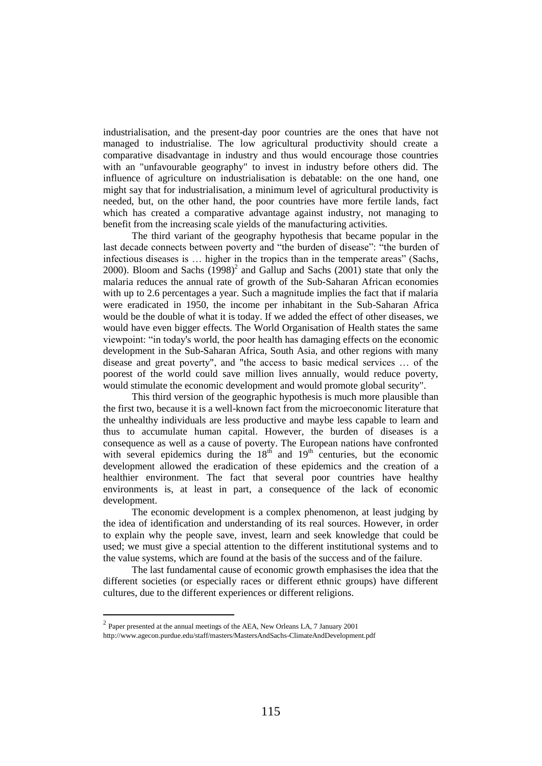industrialisation, and the present-day poor countries are the ones that have not managed to industrialise. The low agricultural productivity should create a comparative disadvantage in industry and thus would encourage those countries with an "unfavourable geography" to invest in industry before others did. The influence of agriculture on industrialisation is debatable: on the one hand, one might say that for industrialisation, a minimum level of agricultural productivity is needed, but, on the other hand, the poor countries have more fertile lands, fact which has created a comparative advantage against industry, not managing to benefit from the increasing scale yields of the manufacturing activities.

The third variant of the geography hypothesis that became popular in the last decade connects between poverty and "the burden of disease": "the burden of infectious diseases is … higher in the tropics than in the temperate areas" (Sachs, 2000). Bloom and Sachs (1998)[2] and Gallup and Sachs (2001) state that only the malaria reduces the annual rate of growth of the Sub-Saharan African economies with up to 2.6 percentages a year. Such a magnitude implies the fact that if malaria were eradicated in 1950, the income per inhabitant in the Sub-Saharan Africa would be the double of what it is today. If we added the effect of other diseases, we would have even bigger effects. The World Organisation of Health states the same viewpoint: "in today's world, the poor health has damaging effects on the economic development in the Sub-Saharan Africa, South Asia, and other regions with many disease and great poverty", and "the access to basic medical services … of the poorest of the world could save million lives annually, would reduce poverty, would stimulate the economic development and would promote global security".

This third version of the geographic hypothesis is much more plausible than the first two, because it is a well-known fact from the microeconomic literature that the unhealthy individuals are less productive and maybe less capable to learn and thus to accumulate human capital. However, the burden of diseases is a consequence as well as a cause of poverty. The European nations have confronted with several epidemics during the 18th and 19th centuries, but the economic development allowed the eradication of these epidemics and the creation of a healthier environment. The fact that several poor countries have healthy environments is, at least in part, a consequence of the lack of economic development.

The economic development is a complex phenomenon, at least judging by the idea of identification and understanding of its real sources. However, in order to explain why the people save, invest, learn and seek knowledge that could be used; we must give a special attention to the different institutional systems and to the value systems, which are found at the basis of the success and of the failure.

The last fundamental cause of economic growth emphasises the idea that the different societies (or especially races or different ethnic groups) have different cultures, due to the different experiences or different religions.

[2] Paper presented at the annual meetings of the AEA, New Orleans LA, 7 January 2001 http://www.agecon.purdue.edu/staff/masters/MastersAndSachs-ClimateAndDevelopment.pdf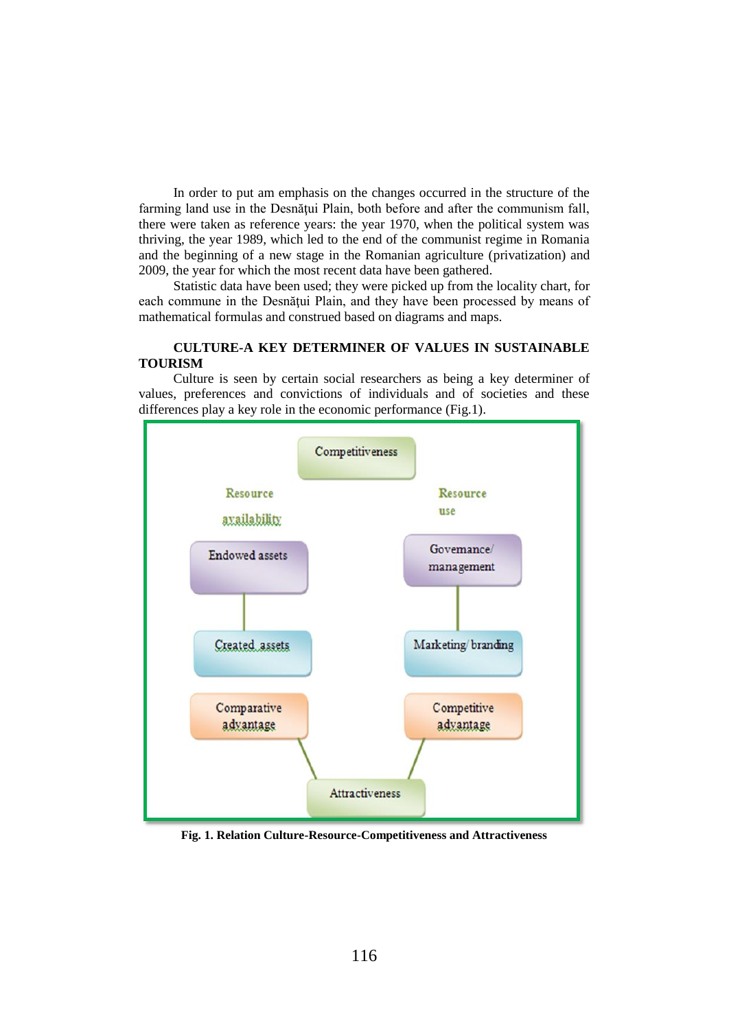In order to put am emphasis on the changes occurred in the structure of the farming land use in the Desnăţui Plain, both before and after the communism fall, there were taken as reference years: the year 1970, when the political system was thriving, the year 1989, which led to the end of the communist regime in Romania and the beginning of a new stage in the Romanian agriculture (privatization) and 2009, the year for which the most recent data have been gathered.

Statistic data have been used; they were picked up from the locality chart, for each commune in the Desnăţui Plain, and they have been processed by means of mathematical formulas and construed based on diagrams and maps.

## CULTURE-A KEY DETERMINER OF VALUES IN SUSTAINABLE TOURISM

Culture is seen by certain social researchers as being a key determiner of values, preferences and convictions of individuals and of societies and these differences play a key role in the economic performance (Fig.1).

Competitiveness

Resource availability

Resource use

Endowed assets

Governance/ management

Created assets

Marketing/ branding

Comparative advantage

Competitive advantage

Attractiveness

**Fig. 1. Relation Culture-Resource-Competitiveness and Attractiveness**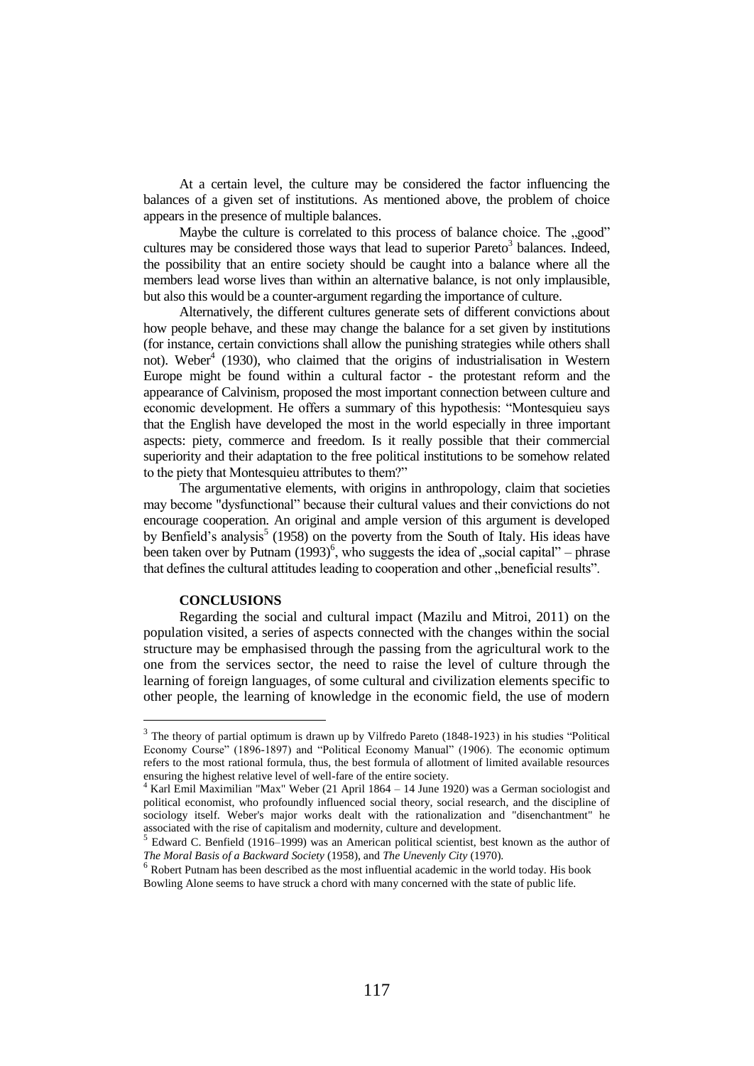At a certain level, the culture may be considered the factor influencing the balances of a given set of institutions. As mentioned above, the problem of choice appears in the presence of multiple balances.

Maybe the culture is correlated to this process of balance choice. The „good" cultures may be considered those ways that lead to superior Pareto[3] balances. Indeed, the possibility that an entire society should be caught into a balance where all the members lead worse lives than within an alternative balance, is not only implausible, but also this would be a counter-argument regarding the importance of culture.

Alternatively, the different cultures generate sets of different convictions about how people behave, and these may change the balance for a set given by institutions (for instance, certain convictions shall allow the punishing strategies while others shall not). Weber[4] (1930), who claimed that the origins of industrialisation in Western Europe might be found within a cultural factor - the protestant reform and the appearance of Calvinism, proposed the most important connection between culture and economic development. He offers a summary of this hypothesis: "Montesquieu says that the English have developed the most in the world especially in three important aspects: piety, commerce and freedom. Is it really possible that their commercial superiority and their adaptation to the free political institutions to be somehow related to the piety that Montesquieu attributes to them?"

The argumentative elements, with origins in anthropology, claim that societies may become "dysfunctional" because their cultural values and their convictions do not encourage cooperation. An original and ample version of this argument is developed by Benfield's analysis[5] (1958) on the poverty from the South of Italy. His ideas have been taken over by Putnam (1993)[6], who suggests the idea of „social capital" – phrase that defines the cultural attitudes leading to cooperation and other „beneficial results".

## CONCLUSIONS

Regarding the social and cultural impact (Mazilu and Mitroi, 2011) on the population visited, a series of aspects connected with the changes within the social structure may be emphasised through the passing from the agricultural work to the one from the services sector, the need to raise the level of culture through the learning of foreign languages, of some cultural and civilization elements specific to other people, the learning of knowledge in the economic field, the use of modern

---

[3] The theory of partial optimum is drawn up by Vilfredo Pareto (1848-1923) in his studies "Political Economy Course" (1896-1897) and "Political Economy Manual" (1906). The economic optimum refers to the most rational formula, thus, the best formula of allotment of limited available resources ensuring the highest relative level of well-fare of the entire society.

[4] Karl Emil Maximilian "Max" Weber (21 April 1864 – 14 June 1920) was a German sociologist and political economist, who profoundly influenced social theory, social research, and the discipline of sociology itself. Weber's major works dealt with the rationalization and "disenchantment" he associated with the rise of capitalism and modernity, culture and development.

[5] Edward C. Benfield (1916–1999) was an American political scientist, best known as the author of *The Moral Basis of a Backward Society* (1958), and *The Unevenly City* (1970).

[6] Robert Putnam has been described as the most influential academic in the world today. His book Bowling Alone seems to have struck a chord with many concerned with the state of public life.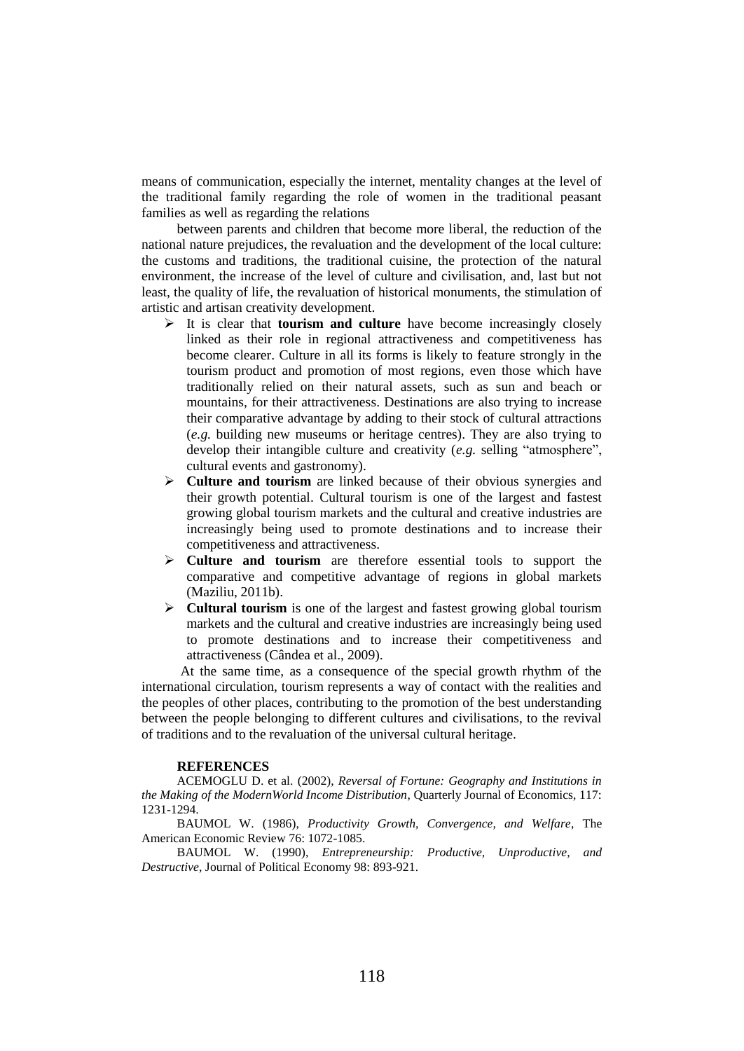means of communication, especially the internet, mentality changes at the level of the traditional family regarding the role of women in the traditional peasant families as well as regarding the relations

between parents and children that become more liberal, the reduction of the national nature prejudices, the revaluation and the development of the local culture: the customs and traditions, the traditional cuisine, the protection of the natural environment, the increase of the level of culture and civilisation, and, last but not least, the quality of life, the revaluation of historical monuments, the stimulation of artistic and artisan creativity development.

- It is clear that **tourism and culture** have become increasingly closely linked as their role in regional attractiveness and competitiveness has become clearer. Culture in all its forms is likely to feature strongly in the tourism product and promotion of most regions, even those which have traditionally relied on their natural assets, such as sun and beach or mountains, for their attractiveness. Destinations are also trying to increase their comparative advantage by adding to their stock of cultural attractions (*e.g.* building new museums or heritage centres). They are also trying to develop their intangible culture and creativity (*e.g.* selling "atmosphere", cultural events and gastronomy).
- **Culture and tourism** are linked because of their obvious synergies and their growth potential. Cultural tourism is one of the largest and fastest growing global tourism markets and the cultural and creative industries are increasingly being used to promote destinations and to increase their competitiveness and attractiveness.
- **Culture and tourism** are therefore essential tools to support the comparative and competitive advantage of regions in global markets (Maziliu, 2011b).
- **Cultural tourism** is one of the largest and fastest growing global tourism markets and the cultural and creative industries are increasingly being used to promote destinations and to increase their competitiveness and attractiveness (Cândea et al., 2009).

At the same time, as a consequence of the special growth rhythm of the international circulation, tourism represents a way of contact with the realities and the peoples of other places, contributing to the promotion of the best understanding between the people belonging to different cultures and civilisations, to the revival of traditions and to the revaluation of the universal cultural heritage.

## REFERENCES

ACEMOGLU D. et al. (2002), *Reversal of Fortune: Geography and Institutions in the Making of the ModernWorld Income Distribution*, Quarterly Journal of Economics, 117: 1231-1294.

BAUMOL W. (1986), *Productivity Growth, Convergence, and Welfare*, The American Economic Review 76: 1072-1085.

BAUMOL W. (1990), *Entrepreneurship: Productive, Unproductive, and Destructive*, Journal of Political Economy 98: 893-921.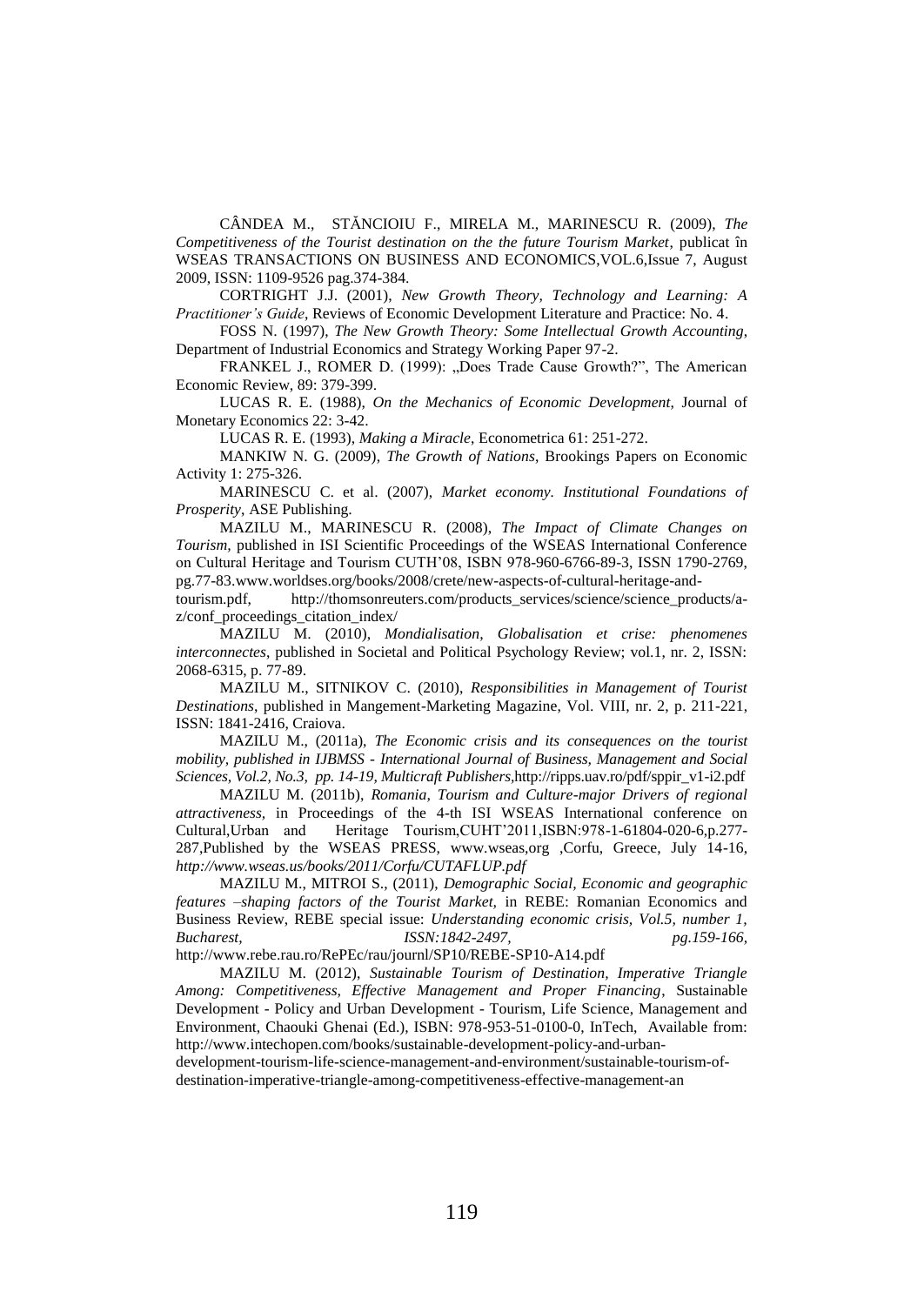CÂNDEA M., STĂNCIOIU F., MIRELA M., MARINESCU R. (2009), *The Competitiveness of the Tourist destination on the the future Tourism Market*, publicat în WSEAS TRANSACTIONS ON BUSINESS AND ECONOMICS,VOL.6,Issue 7, August 2009, ISSN: 1109-9526 pag.374-384.

CORTRIGHT J.J. (2001), *New Growth Theory, Technology and Learning: A Practitioner's Guide*, Reviews of Economic Development Literature and Practice: No. 4.

FOSS N. (1997), *The New Growth Theory: Some Intellectual Growth Accounting*, Department of Industrial Economics and Strategy Working Paper 97-2.

FRANKEL J., ROMER D. (1999): „Does Trade Cause Growth?", The American Economic Review, 89: 379-399.

LUCAS R. E. (1988), *On the Mechanics of Economic Development*, Journal of Monetary Economics 22: 3-42.

LUCAS R. E. (1993), *Making a Miracle*, Econometrica 61: 251-272.

MANKIW N. G. (2009), *The Growth of Nations*, Brookings Papers on Economic Activity 1: 275-326.

MARINESCU C. et al. (2007), *Market economy. Institutional Foundations of Prosperity*, ASE Publishing.

MAZILU M., MARINESCU R. (2008), *The Impact of Climate Changes on Tourism*, published in ISI Scientific Proceedings of the WSEAS International Conference on Cultural Heritage and Tourism CUTH'08, ISBN 978-960-6766-89-3, ISSN 1790-2769, pg.77-83.www.worldses.org/books/2008/crete/new-aspects-of-cultural-heritage-and-tourism.pdf, http://thomsonreuters.com/products_services/science/science_products/a-z/conf_proceedings_citation_index/

MAZILU M. (2010), *Mondialisation, Globalisation et crise: phenomenes interconnectes*, published in Societal and Political Psychology Review; vol.1, nr. 2, ISSN: 2068-6315, p. 77-89.

MAZILU M., SITNIKOV C. (2010), *Responsibilities in Management of Tourist Destinations*, published in Mangement-Marketing Magazine, Vol. VIII, nr. 2, p. 211-221, ISSN: 1841-2416, Craiova.

MAZILU M., (2011a), *The Economic crisis and its consequences on the tourist mobility, published in IJBMSS - International Journal of Business, Management and Social Sciences, Vol.2, No.3, pp. 14-19, Multicraft Publishers*,http://ripps.uav.ro/pdf/sppir_v1-i2.pdf

MAZILU M. (2011b), *Romania, Tourism and Culture-major Drivers of regional attractiveness,* in Proceedings of the 4-th ISI WSEAS International conference on Cultural,Urban and Heritage Tourism,CUHT'2011,ISBN:978-1-61804-020-6,p.277-287,Published by the WSEAS PRESS, www.wseas,org ,Corfu, Greece, July 14-16, *http://www.wseas.us/books/2011/Corfu/CUTAFLUP.pdf*

MAZILU M., MITROI S., (2011), *Demographic Social, Economic and geographic features –shaping factors of the Tourist Market,* in REBE: Romanian Economics and Business Review, REBE special issue: *Understanding economic crisis, Vol.5, number 1, Bucharest, ISSN:1842-2497, pg.159-166,* http://www.rebe.rau.ro/RePEc/rau/journl/SP10/REBE-SP10-A14.pdf

MAZILU M. (2012), *Sustainable Tourism of Destination, Imperative Triangle Among: Competitiveness, Effective Management and Proper Financing*, Sustainable Development - Policy and Urban Development - Tourism, Life Science, Management and Environment, Chaouki Ghenai (Ed.), ISBN: 978-953-51-0100-0, InTech, Available from: http://www.intechopen.com/books/sustainable-development-policy-and-urban-development-tourism-life-science-management-and-environment/sustainable-tourism-of-destination-imperative-triangle-among-competitiveness-effective-management-an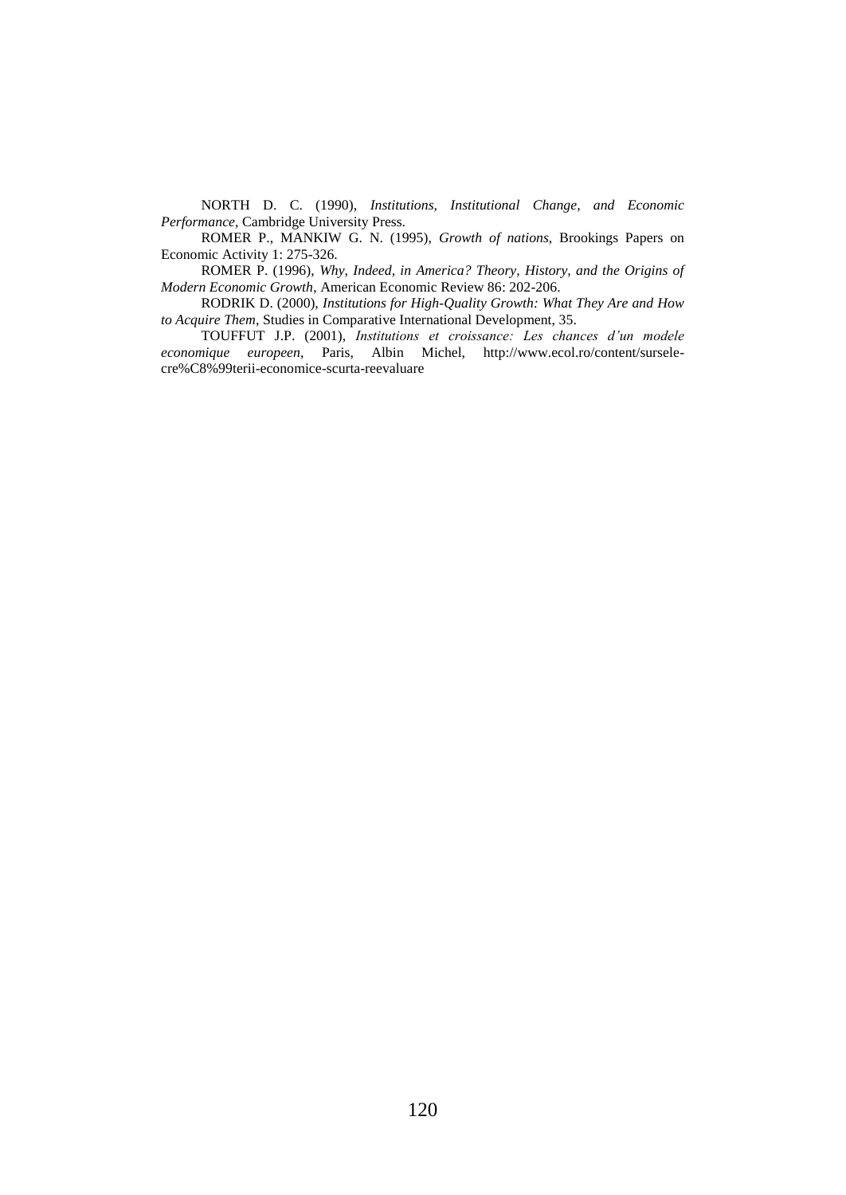NORTH D. C. (1990), *Institutions, Institutional Change, and Economic Performance*, Cambridge University Press.

ROMER P., MANKIW G. N. (1995), *Growth of nations*, Brookings Papers on Economic Activity 1: 275-326.

ROMER P. (1996), *Why, Indeed, in America? Theory, History, and the Origins of Modern Economic Growth*, American Economic Review 86: 202-206.

RODRIK D. (2000), *Institutions for High-Quality Growth: What They Are and How to Acquire Them*, Studies in Comparative International Development, 35.

TOUFFUT J.P. (2001), *Institutions et croissance: Les chances d'un modele economique europeen*, Paris, Albin Michel, http://www.ecol.ro/content/sursele-cre%C8%99terii-economice-scurta-reevaluare